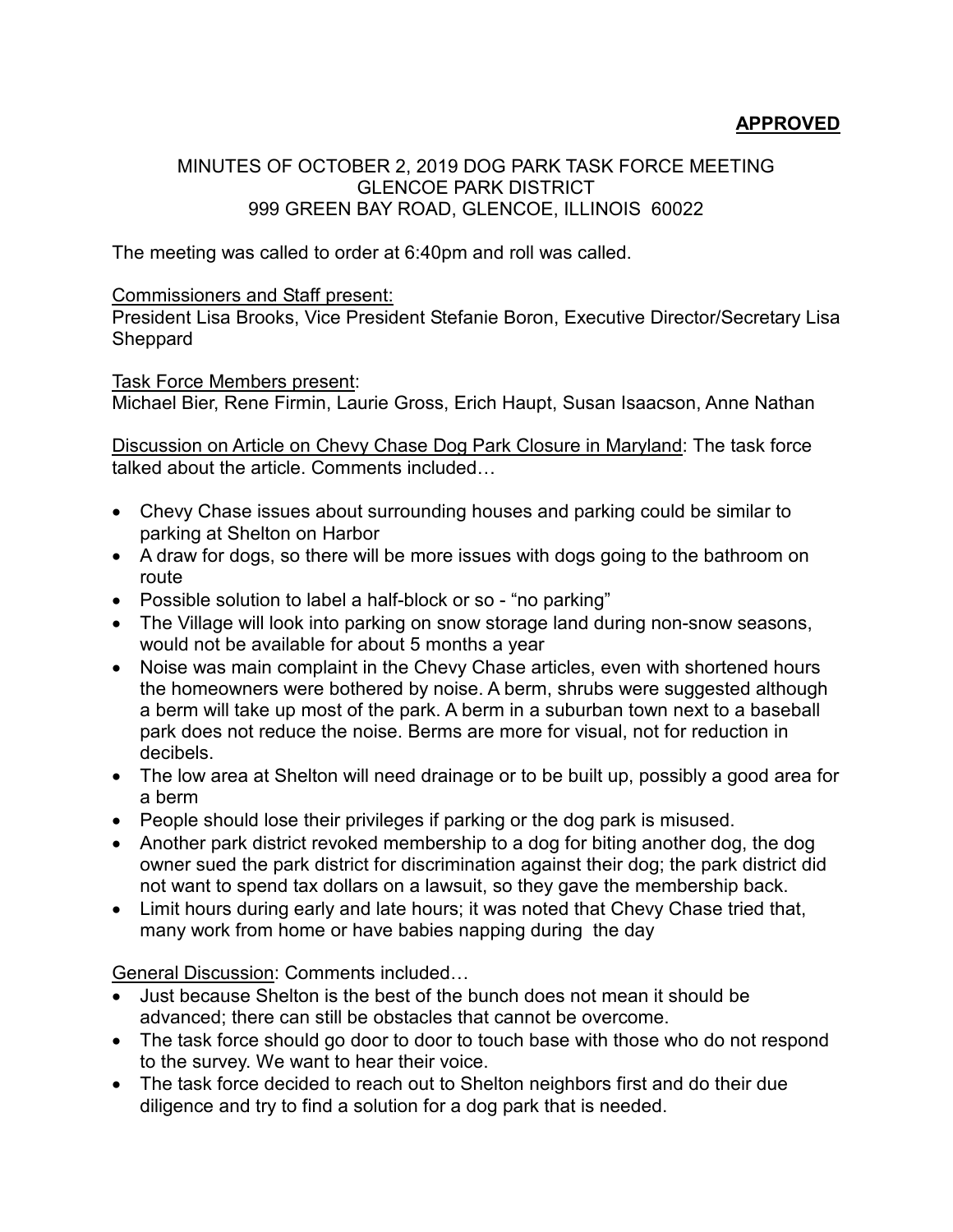**APPROVED**

MINUTES OF OCTOBER 2, 2019 DOG PARK TASK FORCE MEETING
GLENCOE PARK DISTRICT
999 GREEN BAY ROAD, GLENCOE, ILLINOIS 60022

The meeting was called to order at 6:40pm and roll was called.

Commissioners and Staff present:
President Lisa Brooks, Vice President Stefanie Boron, Executive Director/Secretary Lisa Sheppard

Task Force Members present:
Michael Bier, Rene Firmin, Laurie Gross, Erich Haupt, Susan Isaacson, Anne Nathan

Discussion on Article on Chevy Chase Dog Park Closure in Maryland: The task force talked about the article. Comments included…

- Chevy Chase issues about surrounding houses and parking could be similar to parking at Shelton on Harbor
- A draw for dogs, so there will be more issues with dogs going to the bathroom on route
- Possible solution to label a half-block or so - "no parking"
- The Village will look into parking on snow storage land during non-snow seasons, would not be available for about 5 months a year
- Noise was main complaint in the Chevy Chase articles, even with shortened hours the homeowners were bothered by noise. A berm, shrubs were suggested although a berm will take up most of the park. A berm in a suburban town next to a baseball park does not reduce the noise. Berms are more for visual, not for reduction in decibels.
- The low area at Shelton will need drainage or to be built up, possibly a good area for a berm
- People should lose their privileges if parking or the dog park is misused.
- Another park district revoked membership to a dog for biting another dog, the dog owner sued the park district for discrimination against their dog; the park district did not want to spend tax dollars on a lawsuit, so they gave the membership back.
- Limit hours during early and late hours; it was noted that Chevy Chase tried that, many work from home or have babies napping during the day

General Discussion: Comments included…

- Just because Shelton is the best of the bunch does not mean it should be advanced; there can still be obstacles that cannot be overcome.
- The task force should go door to door to touch base with those who do not respond to the survey. We want to hear their voice.
- The task force decided to reach out to Shelton neighbors first and do their due diligence and try to find a solution for a dog park that is needed.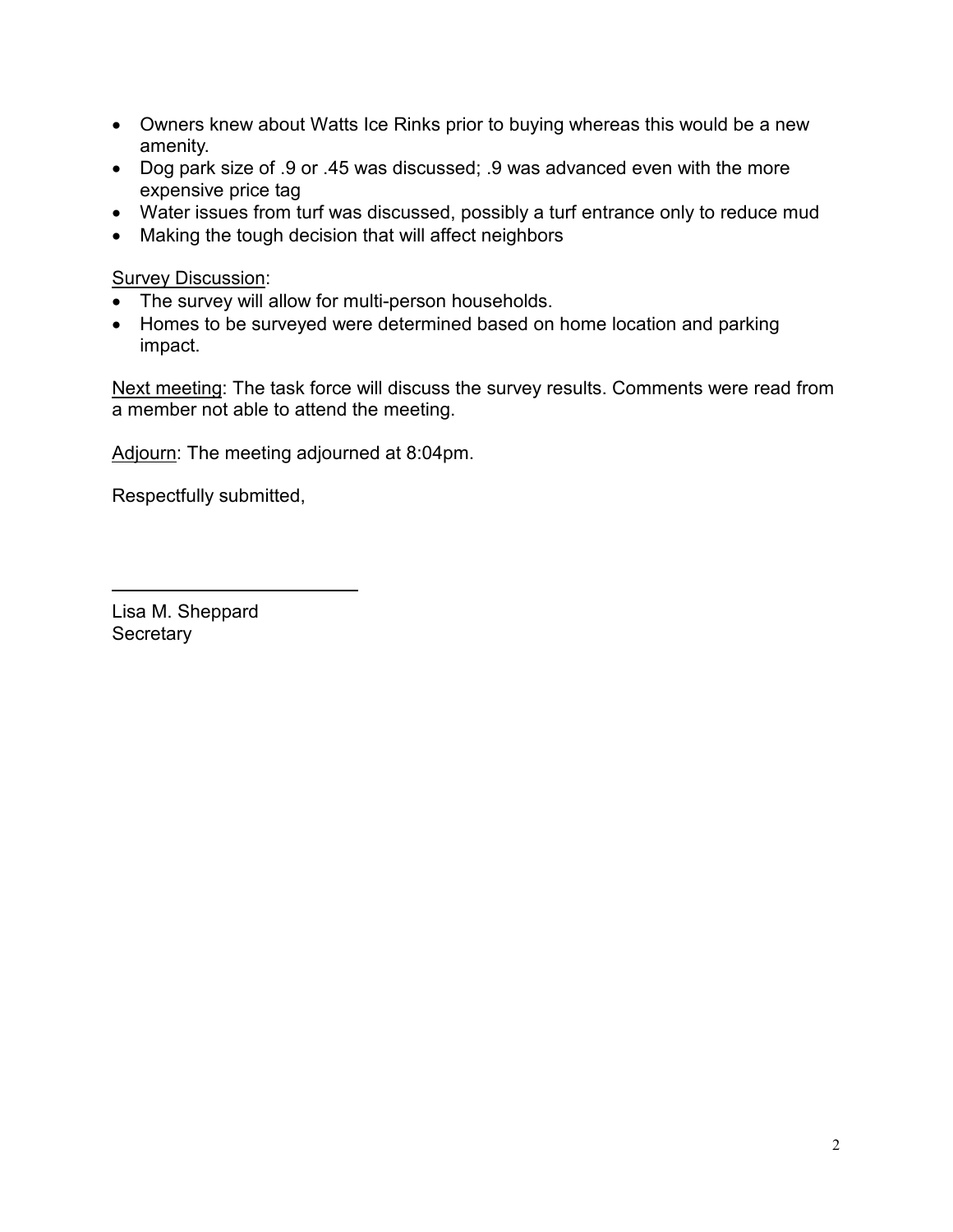- Owners knew about Watts Ice Rinks prior to buying whereas this would be a new amenity.
- Dog park size of .9 or .45 was discussed; .9 was advanced even with the more expensive price tag
- Water issues from turf was discussed, possibly a turf entrance only to reduce mud
- Making the tough decision that will affect neighbors

Survey Discussion:

- The survey will allow for multi-person households.
- Homes to be surveyed were determined based on home location and parking impact.

Next meeting: The task force will discuss the survey results. Comments were read from a member not able to attend the meeting.

Adjourn: The meeting adjourned at 8:04pm.

Respectfully submitted,

\_\_\_\_\_\_\_\_\_\_\_\_\_\_\_\_\_\_\_\_\_\_\_\_\_\_

Lisa M. Sheppard
Secretary